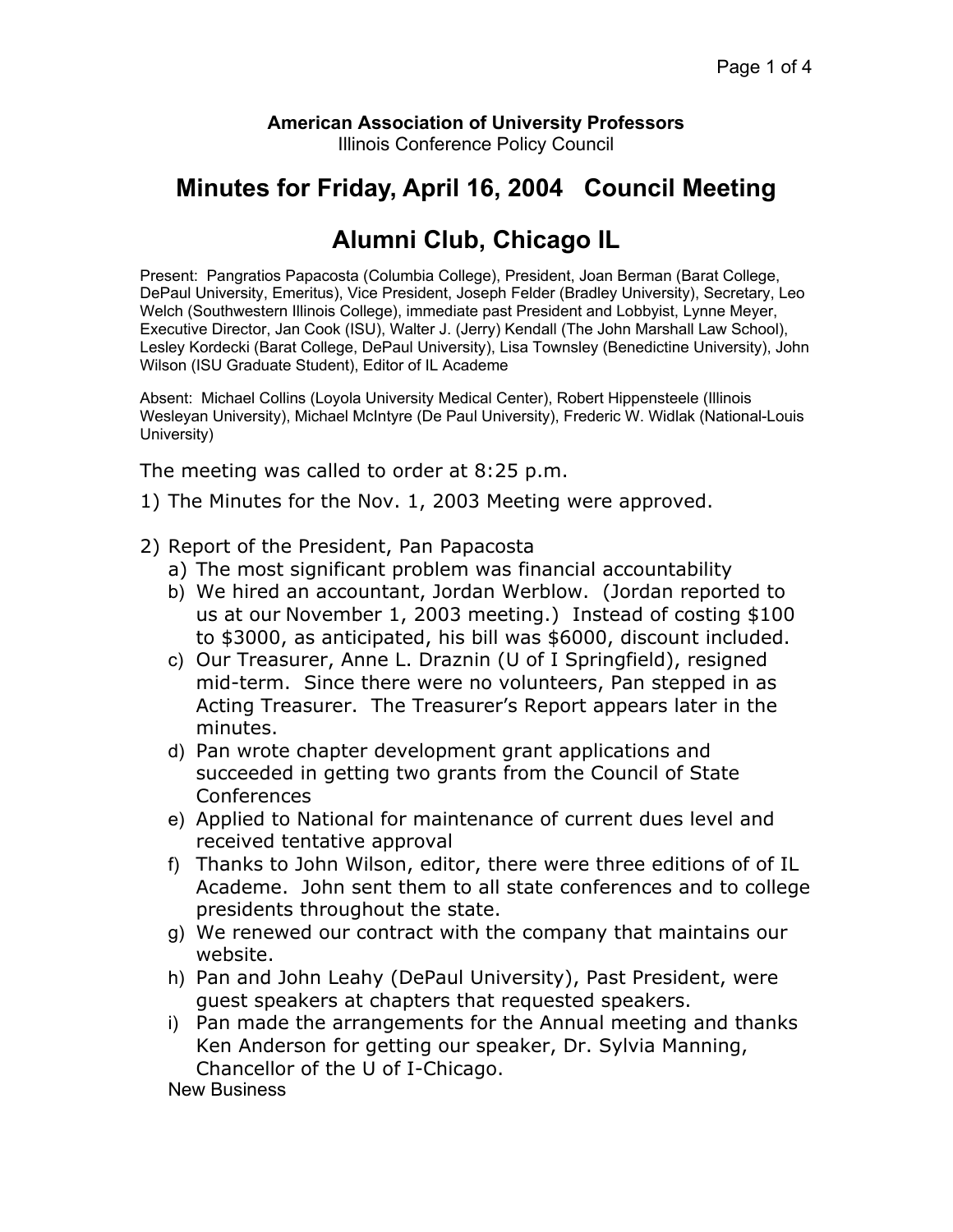**American Association of University Professors**
Illinois Conference Policy Council

# Minutes for Friday, April 16, 2004 Council Meeting

# Alumni Club, Chicago IL

Present: Pangratios Papacosta (Columbia College), President, Joan Berman (Barat College, DePaul University, Emeritus), Vice President, Joseph Felder (Bradley University), Secretary, Leo Welch (Southwestern Illinois College), immediate past President and Lobbyist, Lynne Meyer, Executive Director, Jan Cook (ISU), Walter J. (Jerry) Kendall (The John Marshall Law School), Lesley Kordecki (Barat College, DePaul University), Lisa Townsley (Benedictine University), John Wilson (ISU Graduate Student), Editor of IL Academe

Absent: Michael Collins (Loyola University Medical Center), Robert Hippensteele (Illinois Wesleyan University), Michael McIntyre (De Paul University), Frederic W. Widlak (National-Louis University)

The meeting was called to order at 8:25 p.m.

1) The Minutes for the Nov. 1, 2003 Meeting were approved.

2) Report of the President, Pan Papacosta
   a) The most significant problem was financial accountability
   b) We hired an accountant, Jordan Werblow. (Jordan reported to us at our November 1, 2003 meeting.) Instead of costing $100 to $3000, as anticipated, his bill was $6000, discount included.
   c) Our Treasurer, Anne L. Draznin (U of I Springfield), resigned mid-term. Since there were no volunteers, Pan stepped in as Acting Treasurer. The Treasurer's Report appears later in the minutes.
   d) Pan wrote chapter development grant applications and succeeded in getting two grants from the Council of State Conferences
   e) Applied to National for maintenance of current dues level and received tentative approval
   f) Thanks to John Wilson, editor, there were three editions of of IL Academe. John sent them to all state conferences and to college presidents throughout the state.
   g) We renewed our contract with the company that maintains our website.
   h) Pan and John Leahy (DePaul University), Past President, were guest speakers at chapters that requested speakers.
   i) Pan made the arrangements for the Annual meeting and thanks Ken Anderson for getting our speaker, Dr. Sylvia Manning, Chancellor of the U of I-Chicago.

New Business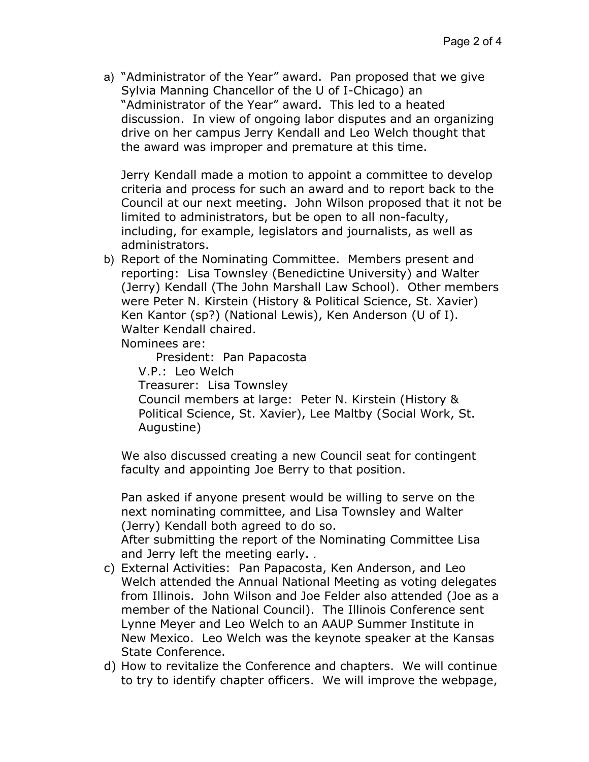a) "Administrator of the Year" award. Pan proposed that we give Sylvia Manning Chancellor of the U of I-Chicago) an "Administrator of the Year" award. This led to a heated discussion. In view of ongoing labor disputes and an organizing drive on her campus Jerry Kendall and Leo Welch thought that the award was improper and premature at this time.

   Jerry Kendall made a motion to appoint a committee to develop criteria and process for such an award and to report back to the Council at our next meeting. John Wilson proposed that it not be limited to administrators, but be open to all non-faculty, including, for example, legislators and journalists, as well as administrators.

b) Report of the Nominating Committee. Members present and reporting: Lisa Townsley (Benedictine University) and Walter (Jerry) Kendall (The John Marshall Law School). Other members were Peter N. Kirstein (History & Political Science, St. Xavier) Ken Kantor (sp?) (National Lewis), Ken Anderson (U of I). Walter Kendall chaired.
   Nominees are:
   President: Pan Papacosta
   V.P.: Leo Welch
   Treasurer: Lisa Townsley
   Council members at large: Peter N. Kirstein (History & Political Science, St. Xavier), Lee Maltby (Social Work, St. Augustine)

   We also discussed creating a new Council seat for contingent faculty and appointing Joe Berry to that position.

   Pan asked if anyone present would be willing to serve on the next nominating committee, and Lisa Townsley and Walter (Jerry) Kendall both agreed to do so.
   After submitting the report of the Nominating Committee Lisa and Jerry left the meeting early. .

c) External Activities: Pan Papacosta, Ken Anderson, and Leo Welch attended the Annual National Meeting as voting delegates from Illinois. John Wilson and Joe Felder also attended (Joe as a member of the National Council). The Illinois Conference sent Lynne Meyer and Leo Welch to an AAUP Summer Institute in New Mexico. Leo Welch was the keynote speaker at the Kansas State Conference.

d) How to revitalize the Conference and chapters. We will continue to try to identify chapter officers. We will improve the webpage,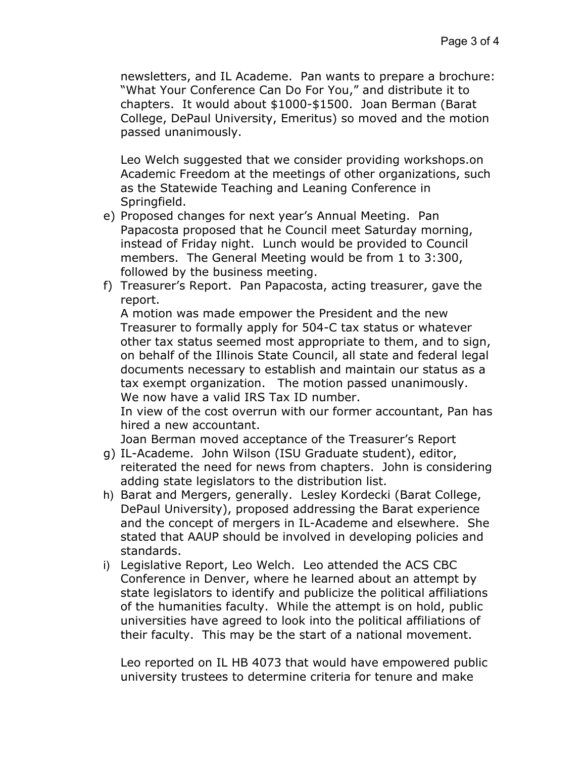newsletters, and IL Academe. Pan wants to prepare a brochure: "What Your Conference Can Do For You," and distribute it to chapters. It would about $1000-$1500. Joan Berman (Barat College, DePaul University, Emeritus) so moved and the motion passed unanimously.

Leo Welch suggested that we consider providing workshops.on Academic Freedom at the meetings of other organizations, such as the Statewide Teaching and Leaning Conference in Springfield.

e) Proposed changes for next year's Annual Meeting. Pan Papacosta proposed that he Council meet Saturday morning, instead of Friday night. Lunch would be provided to Council members. The General Meeting would be from 1 to 3:300, followed by the business meeting.
f) Treasurer's Report. Pan Papacosta, acting treasurer, gave the report.
A motion was made empower the President and the new Treasurer to formally apply for 504-C tax status or whatever other tax status seemed most appropriate to them, and to sign, on behalf of the Illinois State Council, all state and federal legal documents necessary to establish and maintain our status as a tax exempt organization. The motion passed unanimously.
We now have a valid IRS Tax ID number.
In view of the cost overrun with our former accountant, Pan has hired a new accountant.
Joan Berman moved acceptance of the Treasurer's Report
g) IL-Academe. John Wilson (ISU Graduate student), editor, reiterated the need for news from chapters. John is considering adding state legislators to the distribution list.
h) Barat and Mergers, generally. Lesley Kordecki (Barat College, DePaul University), proposed addressing the Barat experience and the concept of mergers in IL-Academe and elsewhere. She stated that AAUP should be involved in developing policies and standards.
i) Legislative Report, Leo Welch. Leo attended the ACS CBC Conference in Denver, where he learned about an attempt by state legislators to identify and publicize the political affiliations of the humanities faculty. While the attempt is on hold, public universities have agreed to look into the political affiliations of their faculty. This may be the start of a national movement.

Leo reported on IL HB 4073 that would have empowered public university trustees to determine criteria for tenure and make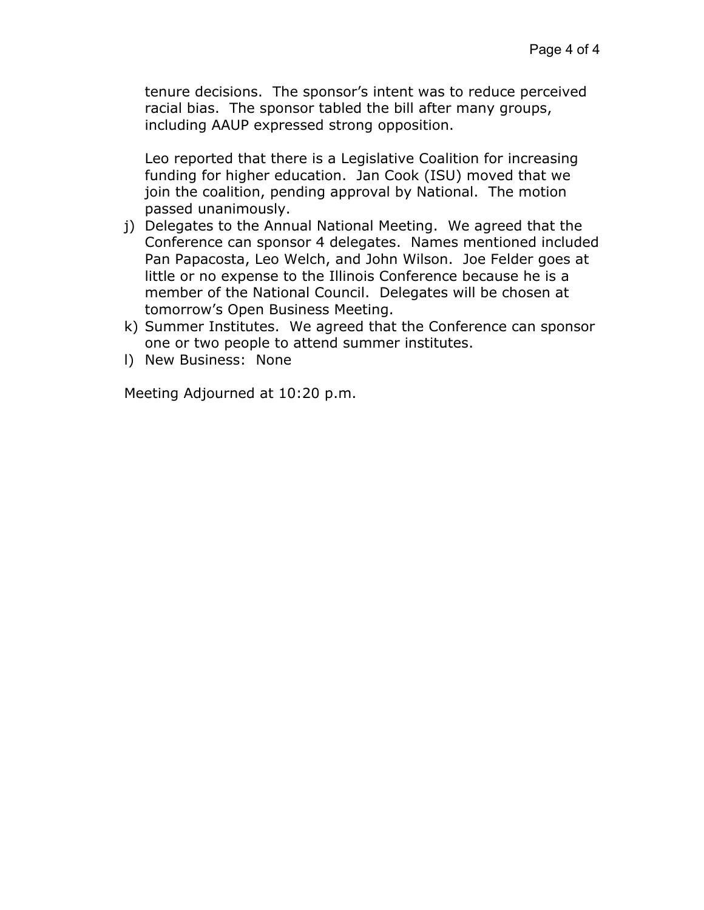tenure decisions. The sponsor's intent was to reduce perceived racial bias. The sponsor tabled the bill after many groups, including AAUP expressed strong opposition.

Leo reported that there is a Legislative Coalition for increasing funding for higher education. Jan Cook (ISU) moved that we join the coalition, pending approval by National. The motion passed unanimously.

j) Delegates to the Annual National Meeting. We agreed that the Conference can sponsor 4 delegates. Names mentioned included Pan Papacosta, Leo Welch, and John Wilson. Joe Felder goes at little or no expense to the Illinois Conference because he is a member of the National Council. Delegates will be chosen at tomorrow's Open Business Meeting.
k) Summer Institutes. We agreed that the Conference can sponsor one or two people to attend summer institutes.
l) New Business: None

Meeting Adjourned at 10:20 p.m.